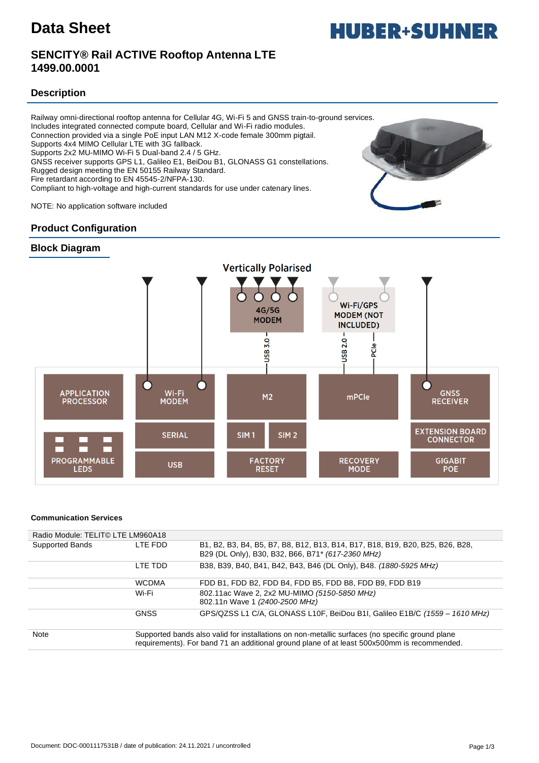# Data Sheet

## SENCITY® Rail ACTIVE Rooftop Antenna LTE 1499.00.0001

## Description

Railway omni-directional rooftop antenna for Cellular 4G, Wi-Fi 5 and GNSS train-to-ground services.
Includes integrated connected compute board, Cellular and Wi-Fi radio modules.
Connection provided via a single PoE input LAN M12 X-code female 300mm pigtail.
Supports 4x4 MIMO Cellular LTE with 3G fallback.
Supports 2x2 MU-MIMO Wi-Fi 5 Dual-band 2.4 / 5 GHz.
GNSS receiver supports GPS L1, Galileo E1, BeiDou B1, GLONASS G1 constellations.
Rugged design meeting the EN 50155 Railway Standard.
Fire retardant according to EN 45545-2/NFPA-130.
Compliant to high-voltage and high-current standards for use under catenary lines.

NOTE: No application software included

## Product Configuration

### Block Diagram

Vertically Polarised

4G/5G MODEM — USB 3.0
Wi-Fi/GPS MODEM (NOT INCLUDED) — USB 2.0, PCIe

APPLICATION PROCESSOR | Wi-Fi MODEM | M2 | mPCIe | GNSS RECEIVER
PROGRAMMABLE LEDS | SERIAL | SIM 1 | SIM 2 | EXTENSION BOARD CONNECTOR
USB | FACTORY RESET | RECOVERY MODE | GIGABIT POE

**Communication Services**

| Radio Module: TELIT© LTE LM960A18 | | |
|---|---|---|
| Supported Bands | LTE FDD | B1, B2, B3, B4, B5, B7, B8, B12, B13, B14, B17, B18, B19, B20, B25, B26, B28, B29 (DL Only), B30, B32, B66, B71* *(617-2360 MHz)* |
| | LTE TDD | B38, B39, B40, B41, B42, B43, B46 (DL Only), B48. *(1880-5925 MHz)* |
| | WCDMA | FDD B1, FDD B2, FDD B4, FDD B5, FDD B8, FDD B9, FDD B19 |
| | Wi-Fi | 802.11ac Wave 2, 2x2 MU-MIMO *(5150-5850 MHz)* 802.11n Wave 1 *(2400-2500 MHz)* |
| | GNSS | GPS/QZSS L1 C/A, GLONASS L10F, BeiDou B1I, Galileo E1B/C *(1559 – 1610 MHz)* |
| Note | Supported bands also valid for installations on non-metallic surfaces (no specific ground plane requirements). For band 71 an additional ground plane of at least 500x500mm is recommended. | |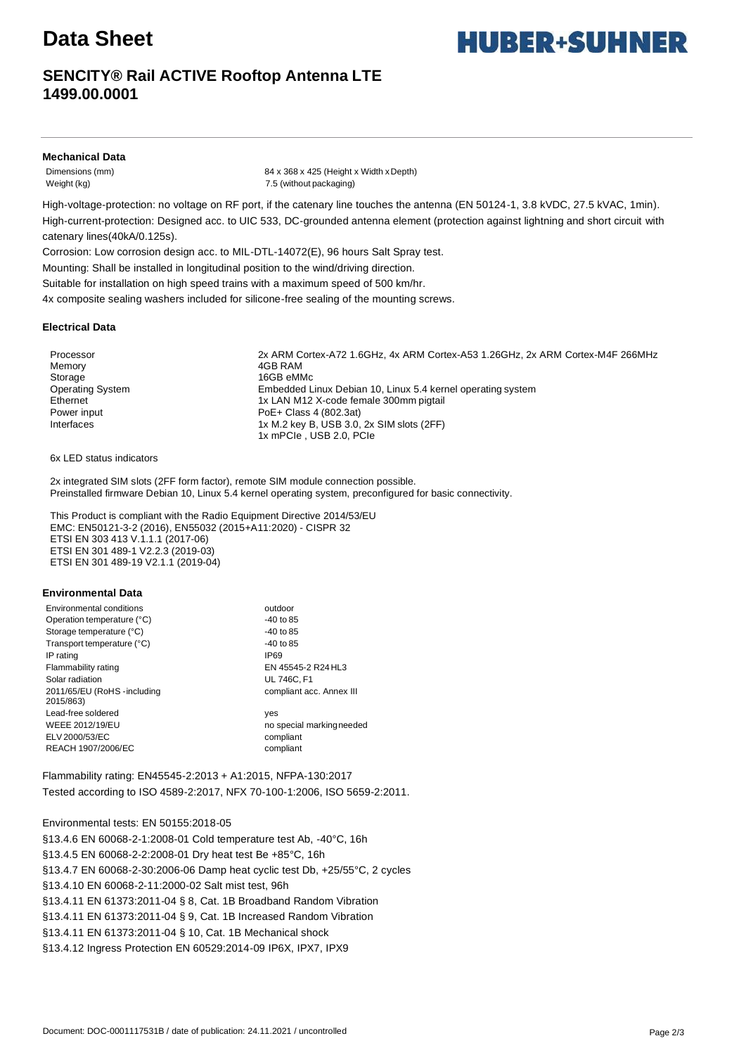# Data Sheet

## SENCITY® Rail ACTIVE Rooftop Antenna LTE 1499.00.0001

### Mechanical Data

| | |
|---|---|
| Dimensions (mm) | 84 x 368 x 425 (Height x Width x Depth) |
| Weight (kg) | 7.5 (without packaging) |

High-voltage-protection: no voltage on RF port, if the catenary line touches the antenna (EN 50124-1, 3.8 kVDC, 27.5 kVAC, 1min).

High-current-protection: Designed acc. to UIC 533, DC-grounded antenna element (protection against lightning and short circuit with catenary lines(40kA/0.125s).

Corrosion: Low corrosion design acc. to MIL-DTL-14072(E), 96 hours Salt Spray test.

Mounting: Shall be installed in longitudinal position to the wind/driving direction.

Suitable for installation on high speed trains with a maximum speed of 500 km/hr.

4x composite sealing washers included for silicone-free sealing of the mounting screws.

### Electrical Data

| | |
|---|---|
| Processor | 2x ARM Cortex-A72 1.6GHz, 4x ARM Cortex-A53 1.26GHz, 2x ARM Cortex-M4F 266MHz |
| Memory | 4GB RAM |
| Storage | 16GB eMMc |
| Operating System | Embedded Linux Debian 10, Linux 5.4 kernel operating system |
| Ethernet | 1x LAN M12 X-code female 300mm pigtail |
| Power input | PoE+ Class 4 (802.3at) |
| Interfaces | 1x M.2 key B, USB 3.0, 2x SIM slots (2FF)<br>1x mPCIe , USB 2.0, PCIe |

6x LED status indicators

2x integrated SIM slots (2FF form factor), remote SIM module connection possible.
Preinstalled firmware Debian 10, Linux 5.4 kernel operating system, preconfigured for basic connectivity.

This Product is compliant with the Radio Equipment Directive 2014/53/EU
EMC: EN50121-3-2 (2016), EN55032 (2015+A11:2020) - CISPR 32
ETSI EN 303 413 V.1.1.1 (2017-06)
ETSI EN 301 489-1 V2.2.3 (2019-03)
ETSI EN 301 489-19 V2.1.1 (2019-04)

### Environmental Data

| | |
|---|---|
| Environmental conditions | outdoor |
| Operation temperature (°C) | -40 to 85 |
| Storage temperature (°C) | -40 to 85 |
| Transport temperature (°C) | -40 to 85 |
| IP rating | IP69 |
| Flammability rating | EN 45545-2 R24 HL3 |
| Solar radiation | UL 746C, F1 |
| 2011/65/EU (RoHS -including 2015/863) | compliant acc. Annex III |
| Lead-free soldered | yes |
| WEEE 2012/19/EU | no special marking needed |
| ELV 2000/53/EC | compliant |
| REACH 1907/2006/EC | compliant |

Flammability rating: EN45545-2:2013 + A1:2015, NFPA-130:2017
Tested according to ISO 4589-2:2017, NFX 70-100-1:2006, ISO 5659-2:2011.

Environmental tests: EN 50155:2018-05
§13.4.6 EN 60068-2-1:2008-01 Cold temperature test Ab, -40°C, 16h
§13.4.5 EN 60068-2-2:2008-01 Dry heat test Be +85°C, 16h
§13.4.7 EN 60068-2-30:2006-06 Damp heat cyclic test Db, +25/55°C, 2 cycles
§13.4.10 EN 60068-2-11:2000-02 Salt mist test, 96h
§13.4.11 EN 61373:2011-04 § 8, Cat. 1B Broadband Random Vibration
§13.4.11 EN 61373:2011-04 § 9, Cat. 1B Increased Random Vibration
§13.4.11 EN 61373:2011-04 § 10, Cat. 1B Mechanical shock
§13.4.12 Ingress Protection EN 60529:2014-09 IP6X, IPX7, IPX9

Document: DOC-0001117531B / date of publication: 24.11.2021 / uncontrolled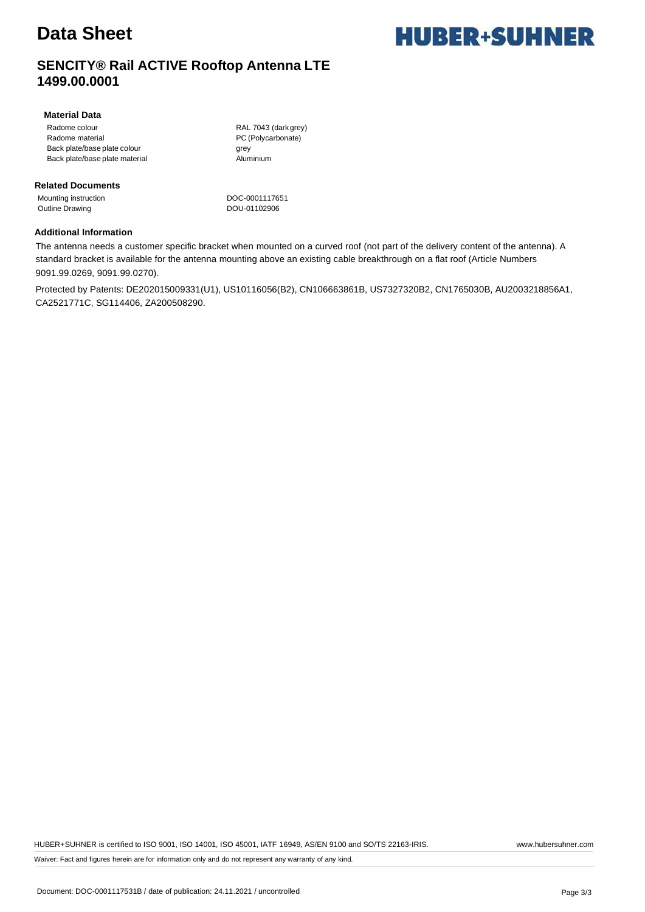# Data Sheet

## SENCITY® Rail ACTIVE Rooftop Antenna LTE 1499.00.0001

### Material Data

| | |
|---|---|
| Radome colour | RAL 7043 (dark grey) |
| Radome material | PC (Polycarbonate) |
| Back plate/base plate colour | grey |
| Back plate/base plate material | Aluminium |

### Related Documents

| | |
|---|---|
| Mounting instruction | DOC-0001117651 |
| Outline Drawing | DOU-01102906 |

### Additional Information

The antenna needs a customer specific bracket when mounted on a curved roof (not part of the delivery content of the antenna). A standard bracket is available for the antenna mounting above an existing cable breakthrough on a flat roof (Article Numbers 9091.99.0269, 9091.99.0270).

Protected by Patents: DE202015009331(U1), US10116056(B2), CN106663861B, US7327320B2, CN1765030B, AU2003218856A1, CA2521771C, SG114406, ZA200508290.

HUBER+SUHNER is certified to ISO 9001, ISO 14001, ISO 45001, IATF 16949, AS/EN 9100 and SO/TS 22163-IRIS.

www.hubersuhner.com

Waiver: Fact and figures herein are for information only and do not represent any warranty of any kind.

Document: DOC-0001117531B / date of publication: 24.11.2021 / uncontrolled